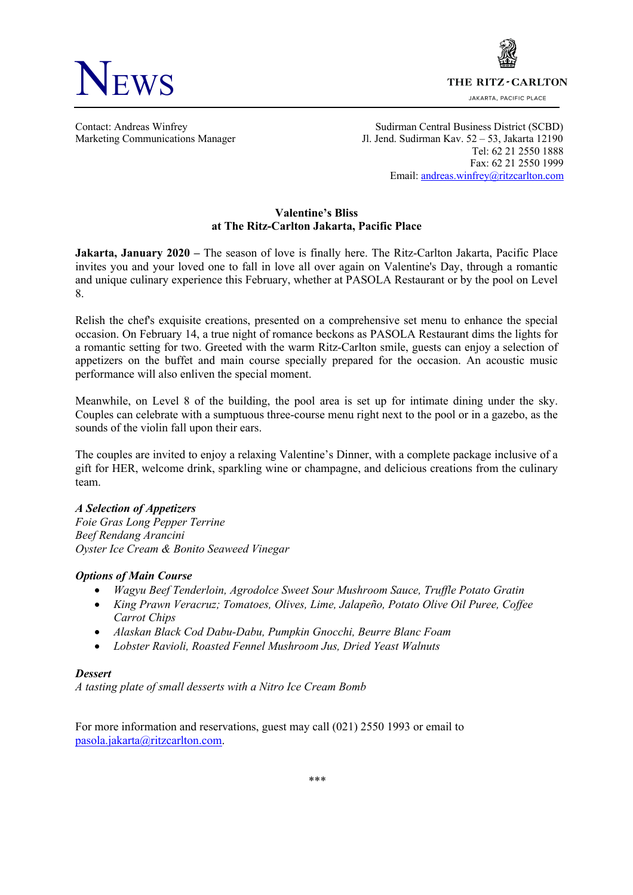# NEWS

THE RITZ-CARLTON
JAKARTA, PACIFIC PLACE

Contact: Andreas Winfrey
Marketing Communications Manager

Sudirman Central Business District (SCBD)
Jl. Jend. Sudirman Kav. 52 – 53, Jakarta 12190
Tel: 62 21 2550 1888
Fax: 62 21 2550 1999
Email: andreas.winfrey@ritzcarlton.com

## Valentine's Bliss
## at The Ritz-Carlton Jakarta, Pacific Place

**Jakarta, January 2020 –** The season of love is finally here. The Ritz-Carlton Jakarta, Pacific Place invites you and your loved one to fall in love all over again on Valentine's Day, through a romantic and unique culinary experience this February, whether at PASOLA Restaurant or by the pool on Level 8.

Relish the chef's exquisite creations, presented on a comprehensive set menu to enhance the special occasion. On February 14, a true night of romance beckons as PASOLA Restaurant dims the lights for a romantic setting for two. Greeted with the warm Ritz-Carlton smile, guests can enjoy a selection of appetizers on the buffet and main course specially prepared for the occasion. An acoustic music performance will also enliven the special moment.

Meanwhile, on Level 8 of the building, the pool area is set up for intimate dining under the sky. Couples can celebrate with a sumptuous three-course menu right next to the pool or in a gazebo, as the sounds of the violin fall upon their ears.

The couples are invited to enjoy a relaxing Valentine's Dinner, with a complete package inclusive of a gift for HER, welcome drink, sparkling wine or champagne, and delicious creations from the culinary team.

***A Selection of Appetizers***
*Foie Gras Long Pepper Terrine*
*Beef Rendang Arancini*
*Oyster Ice Cream & Bonito Seaweed Vinegar*

***Options of Main Course***

- *Wagyu Beef Tenderloin, Agrodolce Sweet Sour Mushroom Sauce, Truffle Potato Gratin*
- *King Prawn Veracruz; Tomatoes, Olives, Lime, Jalapeño, Potato Olive Oil Puree, Coffee Carrot Chips*
- *Alaskan Black Cod Dabu-Dabu, Pumpkin Gnocchi, Beurre Blanc Foam*
- *Lobster Ravioli, Roasted Fennel Mushroom Jus, Dried Yeast Walnuts*

***Dessert***
*A tasting plate of small desserts with a Nitro Ice Cream Bomb*

For more information and reservations, guest may call (021) 2550 1993 or email to pasola.jakarta@ritzcarlton.com.

***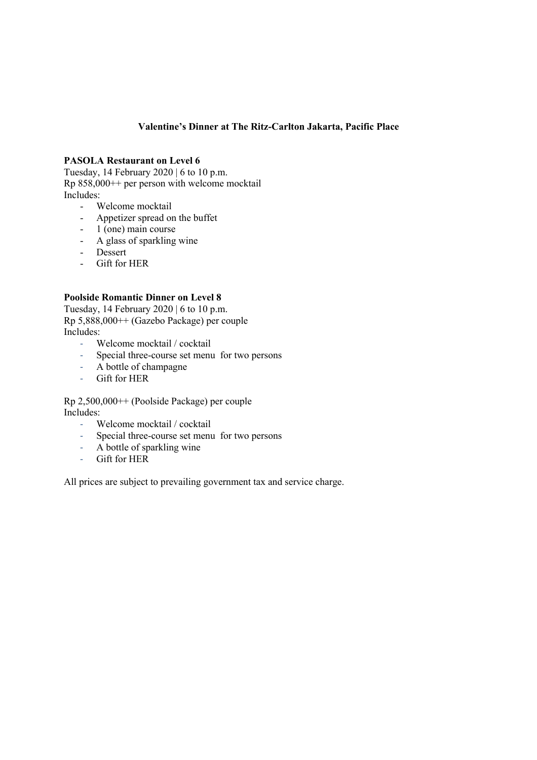## Valentine's Dinner at The Ritz-Carlton Jakarta, Pacific Place

**PASOLA Restaurant on Level 6**

Tuesday, 14 February 2020 | 6 to 10 p.m.
Rp 858,000++ per person with welcome mocktail
Includes:

- Welcome mocktail
- Appetizer spread on the buffet
- 1 (one) main course
- A glass of sparkling wine
- Dessert
- Gift for HER

**Poolside Romantic Dinner on Level 8**

Tuesday, 14 February 2020 | 6 to 10 p.m.
Rp 5,888,000++ (Gazebo Package) per couple
Includes:

- Welcome mocktail / cocktail
- Special three-course set menu for two persons
- A bottle of champagne
- Gift for HER

Rp 2,500,000++ (Poolside Package) per couple
Includes:

- Welcome mocktail / cocktail
- Special three-course set menu for two persons
- A bottle of sparkling wine
- Gift for HER

All prices are subject to prevailing government tax and service charge.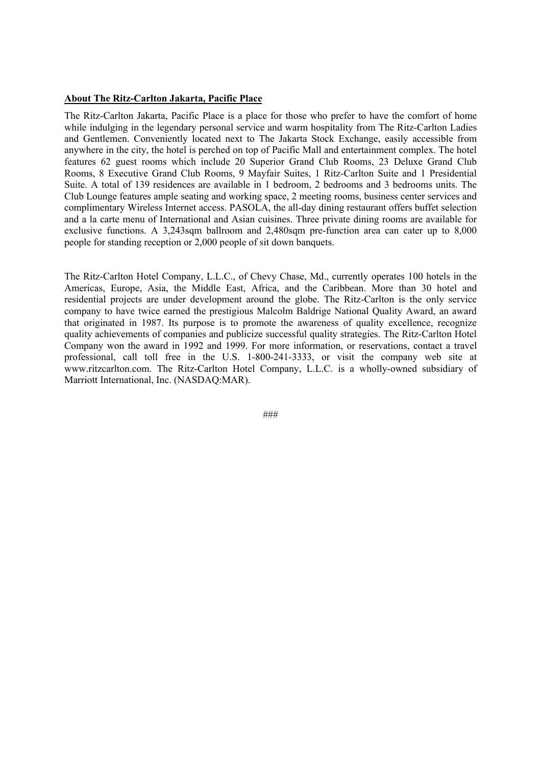**About The Ritz-Carlton Jakarta, Pacific Place**

The Ritz-Carlton Jakarta, Pacific Place is a place for those who prefer to have the comfort of home while indulging in the legendary personal service and warm hospitality from The Ritz-Carlton Ladies and Gentlemen. Conveniently located next to The Jakarta Stock Exchange, easily accessible from anywhere in the city, the hotel is perched on top of Pacific Mall and entertainment complex. The hotel features 62 guest rooms which include 20 Superior Grand Club Rooms, 23 Deluxe Grand Club Rooms, 8 Executive Grand Club Rooms, 9 Mayfair Suites, 1 Ritz-Carlton Suite and 1 Presidential Suite. A total of 139 residences are available in 1 bedroom, 2 bedrooms and 3 bedrooms units. The Club Lounge features ample seating and working space, 2 meeting rooms, business center services and complimentary Wireless Internet access. PASOLA, the all-day dining restaurant offers buffet selection and a la carte menu of International and Asian cuisines. Three private dining rooms are available for exclusive functions. A 3,243sqm ballroom and 2,480sqm pre-function area can cater up to 8,000 people for standing reception or 2,000 people of sit down banquets.

The Ritz-Carlton Hotel Company, L.L.C., of Chevy Chase, Md., currently operates 100 hotels in the Americas, Europe, Asia, the Middle East, Africa, and the Caribbean. More than 30 hotel and residential projects are under development around the globe. The Ritz-Carlton is the only service company to have twice earned the prestigious Malcolm Baldrige National Quality Award, an award that originated in 1987. Its purpose is to promote the awareness of quality excellence, recognize quality achievements of companies and publicize successful quality strategies. The Ritz-Carlton Hotel Company won the award in 1992 and 1999. For more information, or reservations, contact a travel professional, call toll free in the U.S. 1-800-241-3333, or visit the company web site at www.ritzcarlton.com. The Ritz-Carlton Hotel Company, L.L.C. is a wholly-owned subsidiary of Marriott International, Inc. (NASDAQ:MAR).

###